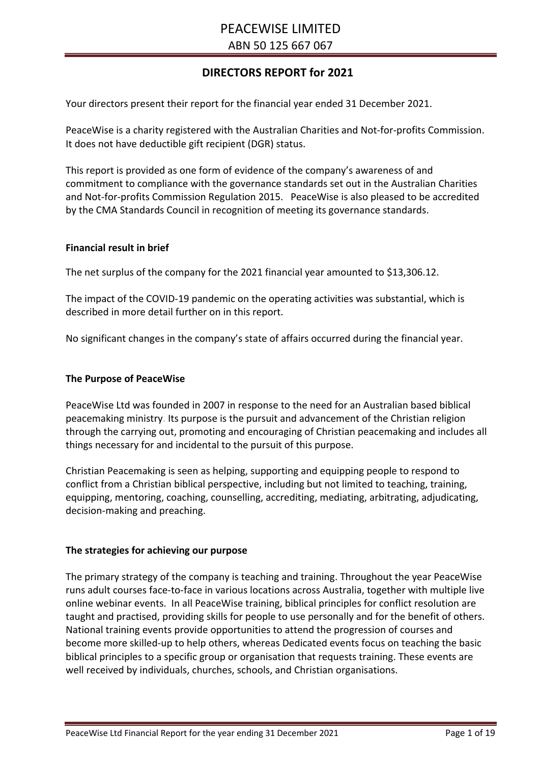# PEACEWISE LIMITED

ABN 50 125 667 067

## DIRECTORS REPORT for 2021

Your directors present their report for the financial year ended 31 December 2021.

PeaceWise is a charity registered with the Australian Charities and Not-for-profits Commission. It does not have deductible gift recipient (DGR) status.

This report is provided as one form of evidence of the company's awareness of and commitment to compliance with the governance standards set out in the Australian Charities and Not-for-profits Commission Regulation 2015. PeaceWise is also pleased to be accredited by the CMA Standards Council in recognition of meeting its governance standards.

### Financial result in brief

The net surplus of the company for the 2021 financial year amounted to $13,306.12.

The impact of the COVID-19 pandemic on the operating activities was substantial, which is described in more detail further on in this report.

No significant changes in the company's state of affairs occurred during the financial year.

### The Purpose of PeaceWise

PeaceWise Ltd was founded in 2007 in response to the need for an Australian based biblical peacemaking ministry. Its purpose is the pursuit and advancement of the Christian religion through the carrying out, promoting and encouraging of Christian peacemaking and includes all things necessary for and incidental to the pursuit of this purpose.

Christian Peacemaking is seen as helping, supporting and equipping people to respond to conflict from a Christian biblical perspective, including but not limited to teaching, training, equipping, mentoring, coaching, counselling, accrediting, mediating, arbitrating, adjudicating, decision-making and preaching.

### The strategies for achieving our purpose

The primary strategy of the company is teaching and training. Throughout the year PeaceWise runs adult courses face-to-face in various locations across Australia, together with multiple live online webinar events. In all PeaceWise training, biblical principles for conflict resolution are taught and practised, providing skills for people to use personally and for the benefit of others. National training events provide opportunities to attend the progression of courses and become more skilled-up to help others, whereas Dedicated events focus on teaching the basic biblical principles to a specific group or organisation that requests training. These events are well received by individuals, churches, schools, and Christian organisations.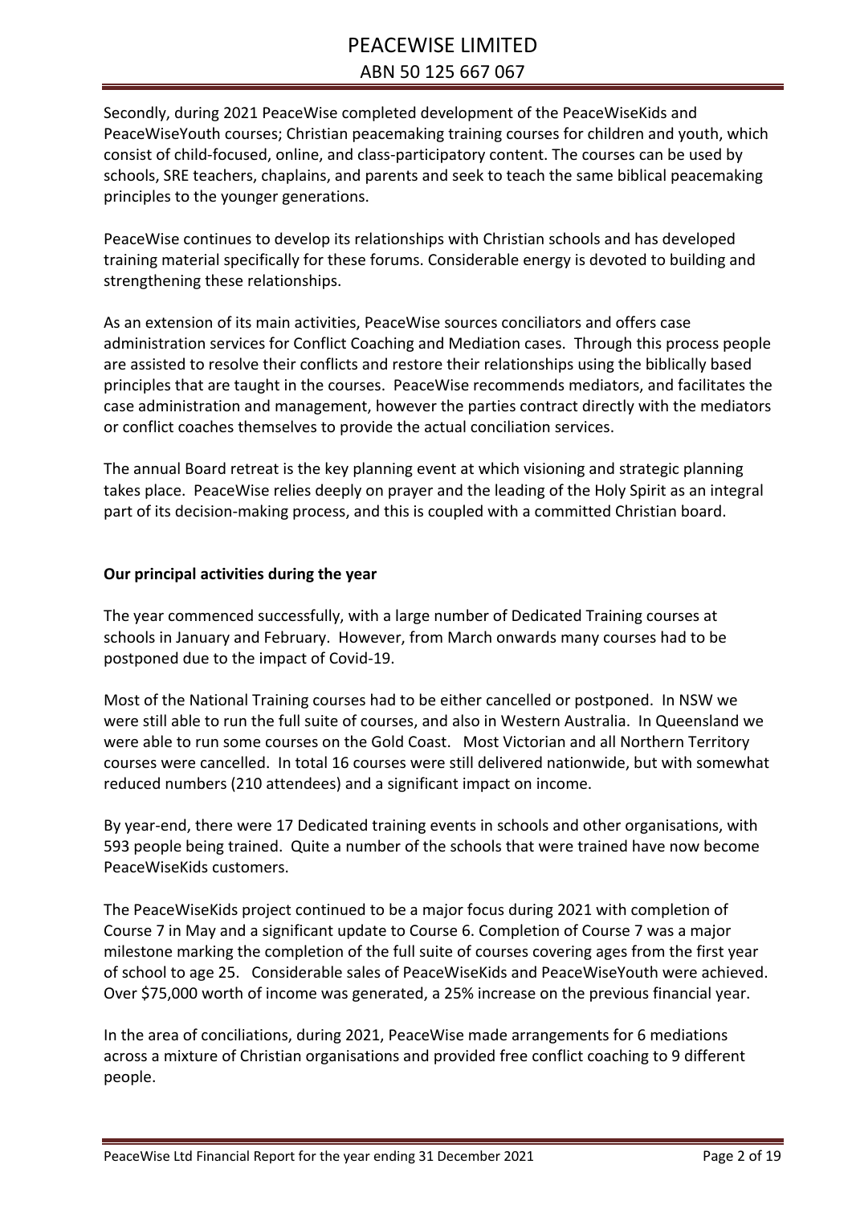Secondly, during 2021 PeaceWise completed development of the PeaceWiseKids and PeaceWiseYouth courses; Christian peacemaking training courses for children and youth, which consist of child-focused, online, and class-participatory content. The courses can be used by schools, SRE teachers, chaplains, and parents and seek to teach the same biblical peacemaking principles to the younger generations.

PeaceWise continues to develop its relationships with Christian schools and has developed training material specifically for these forums. Considerable energy is devoted to building and strengthening these relationships.

As an extension of its main activities, PeaceWise sources conciliators and offers case administration services for Conflict Coaching and Mediation cases. Through this process people are assisted to resolve their conflicts and restore their relationships using the biblically based principles that are taught in the courses. PeaceWise recommends mediators, and facilitates the case administration and management, however the parties contract directly with the mediators or conflict coaches themselves to provide the actual conciliation services.

The annual Board retreat is the key planning event at which visioning and strategic planning takes place. PeaceWise relies deeply on prayer and the leading of the Holy Spirit as an integral part of its decision-making process, and this is coupled with a committed Christian board.

**Our principal activities during the year**

The year commenced successfully, with a large number of Dedicated Training courses at schools in January and February. However, from March onwards many courses had to be postponed due to the impact of Covid-19.

Most of the National Training courses had to be either cancelled or postponed. In NSW we were still able to run the full suite of courses, and also in Western Australia. In Queensland we were able to run some courses on the Gold Coast. Most Victorian and all Northern Territory courses were cancelled. In total 16 courses were still delivered nationwide, but with somewhat reduced numbers (210 attendees) and a significant impact on income.

By year-end, there were 17 Dedicated training events in schools and other organisations, with 593 people being trained. Quite a number of the schools that were trained have now become PeaceWiseKids customers.

The PeaceWiseKids project continued to be a major focus during 2021 with completion of Course 7 in May and a significant update to Course 6. Completion of Course 7 was a major milestone marking the completion of the full suite of courses covering ages from the first year of school to age 25. Considerable sales of PeaceWiseKids and PeaceWiseYouth were achieved. Over $75,000 worth of income was generated, a 25% increase on the previous financial year.

In the area of conciliations, during 2021, PeaceWise made arrangements for 6 mediations across a mixture of Christian organisations and provided free conflict coaching to 9 different people.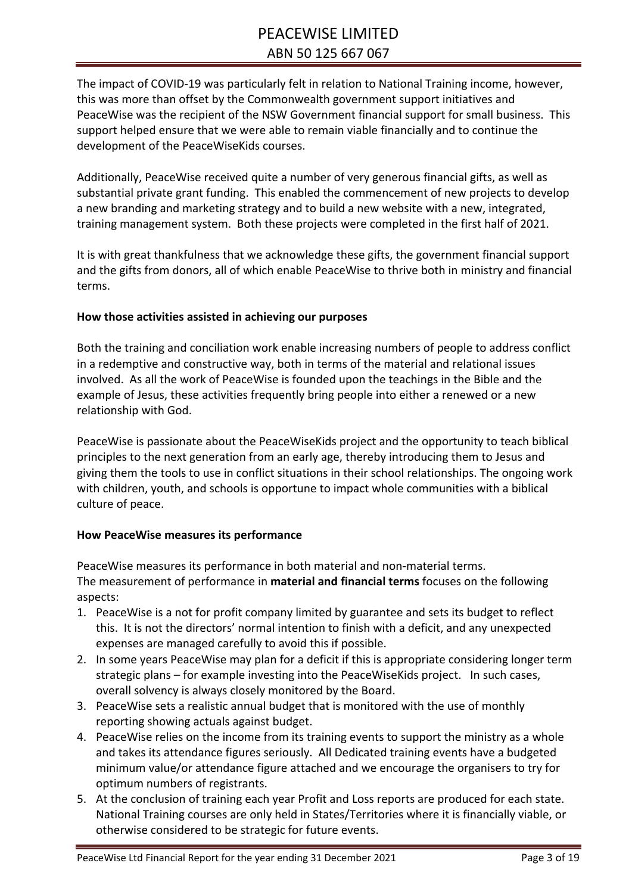The impact of COVID-19 was particularly felt in relation to National Training income, however, this was more than offset by the Commonwealth government support initiatives and PeaceWise was the recipient of the NSW Government financial support for small business. This support helped ensure that we were able to remain viable financially and to continue the development of the PeaceWiseKids courses.

Additionally, PeaceWise received quite a number of very generous financial gifts, as well as substantial private grant funding. This enabled the commencement of new projects to develop a new branding and marketing strategy and to build a new website with a new, integrated, training management system. Both these projects were completed in the first half of 2021.

It is with great thankfulness that we acknowledge these gifts, the government financial support and the gifts from donors, all of which enable PeaceWise to thrive both in ministry and financial terms.

**How those activities assisted in achieving our purposes**

Both the training and conciliation work enable increasing numbers of people to address conflict in a redemptive and constructive way, both in terms of the material and relational issues involved. As all the work of PeaceWise is founded upon the teachings in the Bible and the example of Jesus, these activities frequently bring people into either a renewed or a new relationship with God.

PeaceWise is passionate about the PeaceWiseKids project and the opportunity to teach biblical principles to the next generation from an early age, thereby introducing them to Jesus and giving them the tools to use in conflict situations in their school relationships. The ongoing work with children, youth, and schools is opportune to impact whole communities with a biblical culture of peace.

**How PeaceWise measures its performance**

PeaceWise measures its performance in both material and non-material terms.
The measurement of performance in **material and financial terms** focuses on the following aspects:

1. PeaceWise is a not for profit company limited by guarantee and sets its budget to reflect this. It is not the directors' normal intention to finish with a deficit, and any unexpected expenses are managed carefully to avoid this if possible.
2. In some years PeaceWise may plan for a deficit if this is appropriate considering longer term strategic plans – for example investing into the PeaceWiseKids project. In such cases, overall solvency is always closely monitored by the Board.
3. PeaceWise sets a realistic annual budget that is monitored with the use of monthly reporting showing actuals against budget.
4. PeaceWise relies on the income from its training events to support the ministry as a whole and takes its attendance figures seriously. All Dedicated training events have a budgeted minimum value/or attendance figure attached and we encourage the organisers to try for optimum numbers of registrants.
5. At the conclusion of training each year Profit and Loss reports are produced for each state. National Training courses are only held in States/Territories where it is financially viable, or otherwise considered to be strategic for future events.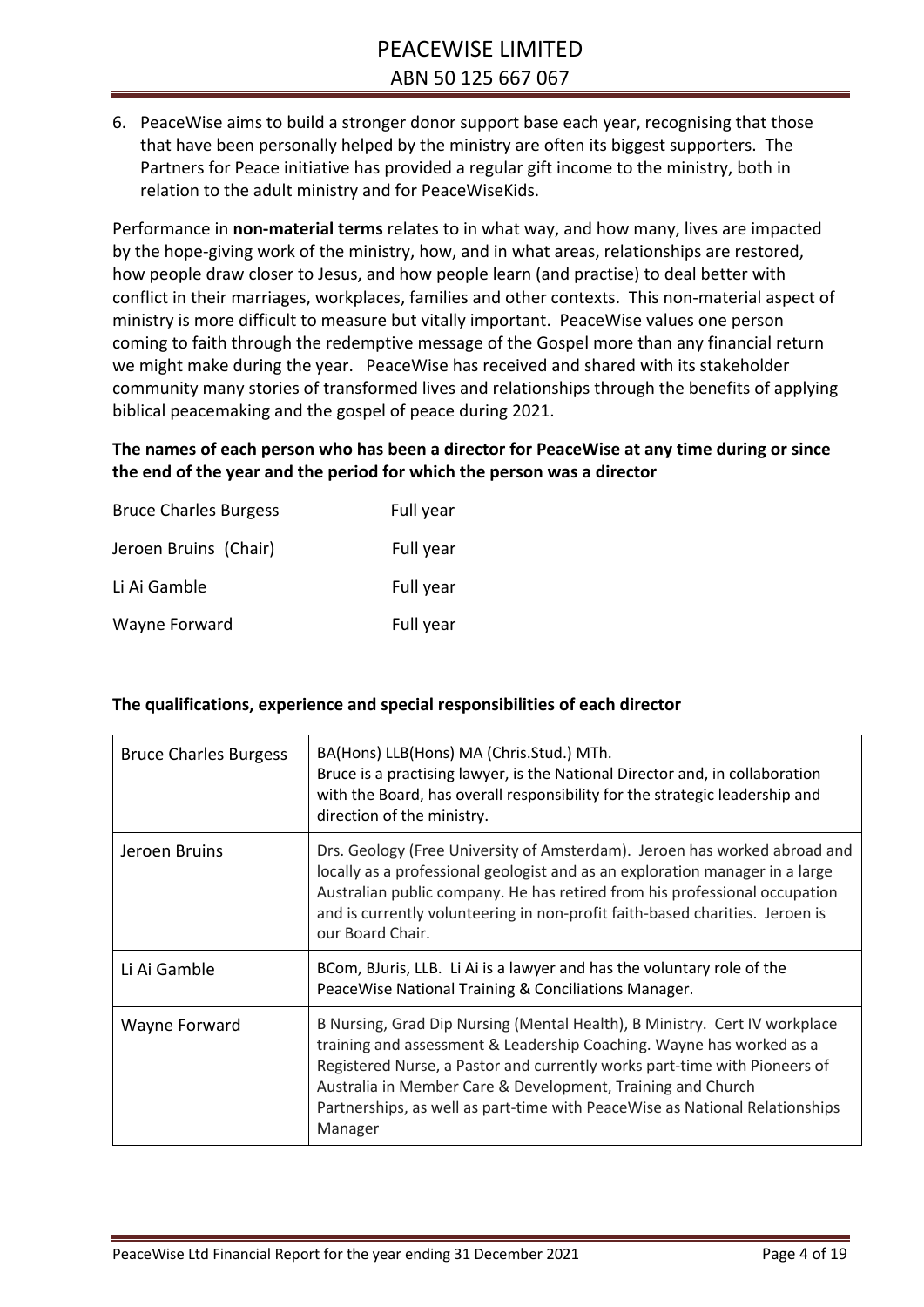6. PeaceWise aims to build a stronger donor support base each year, recognising that those that have been personally helped by the ministry are often its biggest supporters. The Partners for Peace initiative has provided a regular gift income to the ministry, both in relation to the adult ministry and for PeaceWiseKids.

Performance in **non-material terms** relates to in what way, and how many, lives are impacted by the hope-giving work of the ministry, how, and in what areas, relationships are restored, how people draw closer to Jesus, and how people learn (and practise) to deal better with conflict in their marriages, workplaces, families and other contexts. This non-material aspect of ministry is more difficult to measure but vitally important. PeaceWise values one person coming to faith through the redemptive message of the Gospel more than any financial return we might make during the year. PeaceWise has received and shared with its stakeholder community many stories of transformed lives and relationships through the benefits of applying biblical peacemaking and the gospel of peace during 2021.

**The names of each person who has been a director for PeaceWise at any time during or since the end of the year and the period for which the person was a director**

| | |
|---|---|
| Bruce Charles Burgess | Full year |
| Jeroen Bruins (Chair) | Full year |
| Li Ai Gamble | Full year |
| Wayne Forward | Full year |

**The qualifications, experience and special responsibilities of each director**

| | |
|---|---|
| Bruce Charles Burgess | BA(Hons) LLB(Hons) MA (Chris.Stud.) MTh. Bruce is a practising lawyer, is the National Director and, in collaboration with the Board, has overall responsibility for the strategic leadership and direction of the ministry. |
| Jeroen Bruins | Drs. Geology (Free University of Amsterdam). Jeroen has worked abroad and locally as a professional geologist and as an exploration manager in a large Australian public company. He has retired from his professional occupation and is currently volunteering in non-profit faith-based charities. Jeroen is our Board Chair. |
| Li Ai Gamble | BCom, BJuris, LLB. Li Ai is a lawyer and has the voluntary role of the PeaceWise National Training & Conciliations Manager. |
| Wayne Forward | B Nursing, Grad Dip Nursing (Mental Health), B Ministry. Cert IV workplace training and assessment & Leadership Coaching. Wayne has worked as a Registered Nurse, a Pastor and currently works part-time with Pioneers of Australia in Member Care & Development, Training and Church Partnerships, as well as part-time with PeaceWise as National Relationships Manager |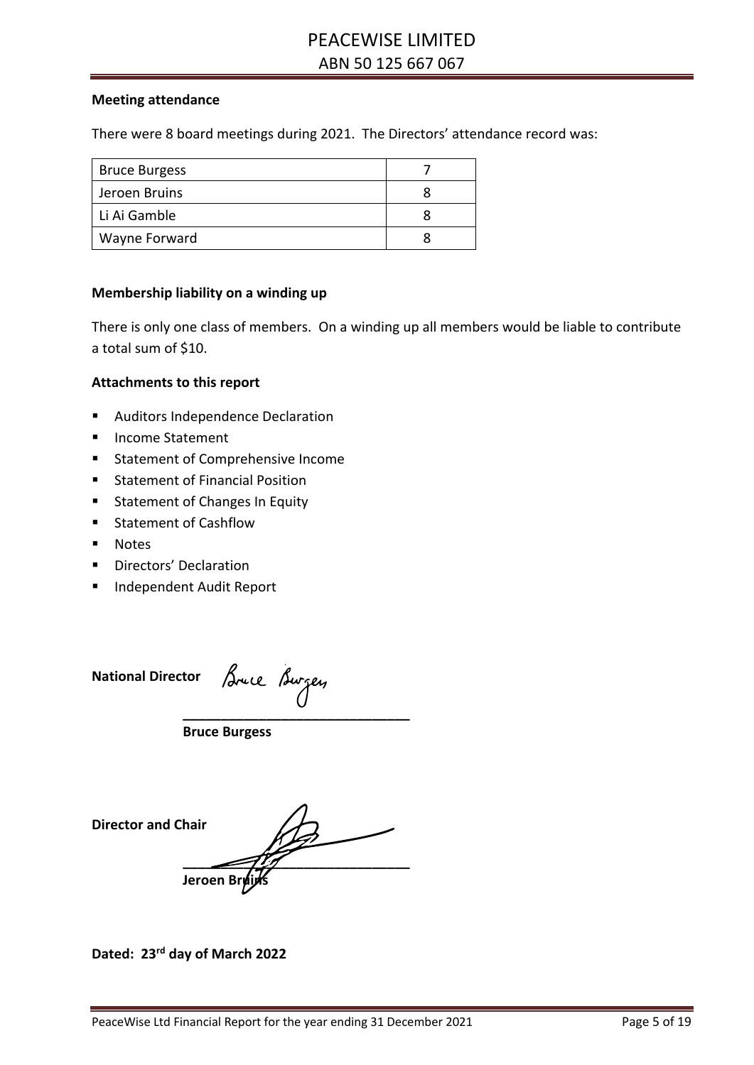**Meeting attendance**

There were 8 board meetings during 2021. The Directors' attendance record was:

| | |
|---|---|
| Bruce Burgess | 7 |
| Jeroen Bruins | 8 |
| Li Ai Gamble | 8 |
| Wayne Forward | 8 |

**Membership liability on a winding up**

There is only one class of members. On a winding up all members would be liable to contribute a total sum of $10.

**Attachments to this report**

- Auditors Independence Declaration
- Income Statement
- Statement of Comprehensive Income
- Statement of Financial Position
- Statement of Changes In Equity
- Statement of Cashflow
- Notes
- Directors' Declaration
- Independent Audit Report

**National Director**

\_\_\_\_\_\_\_\_\_\_\_\_\_\_\_\_\_\_\_\_\_\_\_\_\_\_\_\_\_\_

**Bruce Burgess**

**Director and Chair**

\_\_\_\_\_\_\_\_\_\_\_\_\_\_\_\_\_\_\_\_\_\_\_\_\_\_\_\_\_\_

**Jeroen Bruins**

**Dated: 23rd day of March 2022**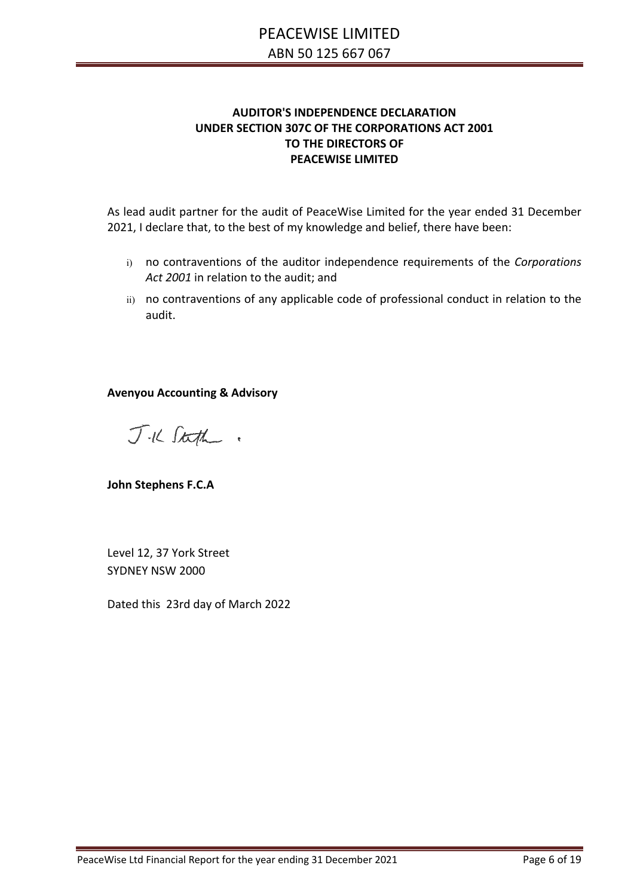## AUDITOR'S INDEPENDENCE DECLARATION UNDER SECTION 307C OF THE CORPORATIONS ACT 2001 TO THE DIRECTORS OF PEACEWISE LIMITED

As lead audit partner for the audit of PeaceWise Limited for the year ended 31 December 2021, I declare that, to the best of my knowledge and belief, there have been:

i) no contraventions of the auditor independence requirements of the *Corporations Act 2001* in relation to the audit; and

ii) no contraventions of any applicable code of professional conduct in relation to the audit.

**Avenyou Accounting & Advisory**

**John Stephens F.C.A**

Level 12, 37 York Street
SYDNEY NSW 2000

Dated this 23rd day of March 2022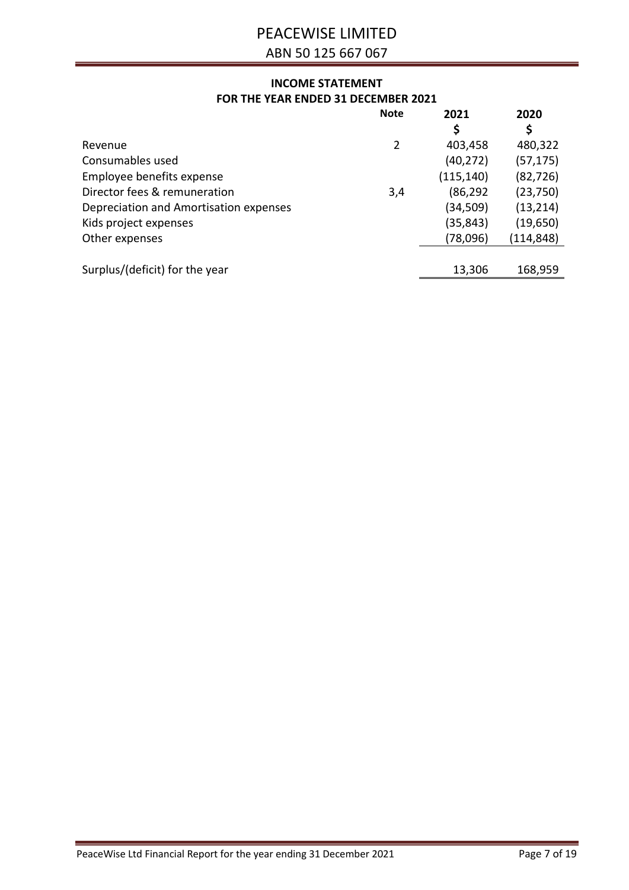# PEACEWISE LIMITED

ABN 50 125 667 067

## INCOME STATEMENT
## FOR THE YEAR ENDED 31 DECEMBER 2021

| | Note | 2021 | 2020 |
|---|---|---|---|
| | | $ | $ |
| Revenue | 2 | 403,458 | 480,322 |
| Consumables used | | (40,272) | (57,175) |
| Employee benefits expense | | (115,140) | (82,726) |
| Director fees & remuneration | 3,4 | (86,292 | (23,750) |
| Depreciation and Amortisation expenses | | (34,509) | (13,214) |
| Kids project expenses | | (35,843) | (19,650) |
| Other expenses | | (78,096) | (114,848) |
| Surplus/(deficit) for the year | | 13,306 | 168,959 |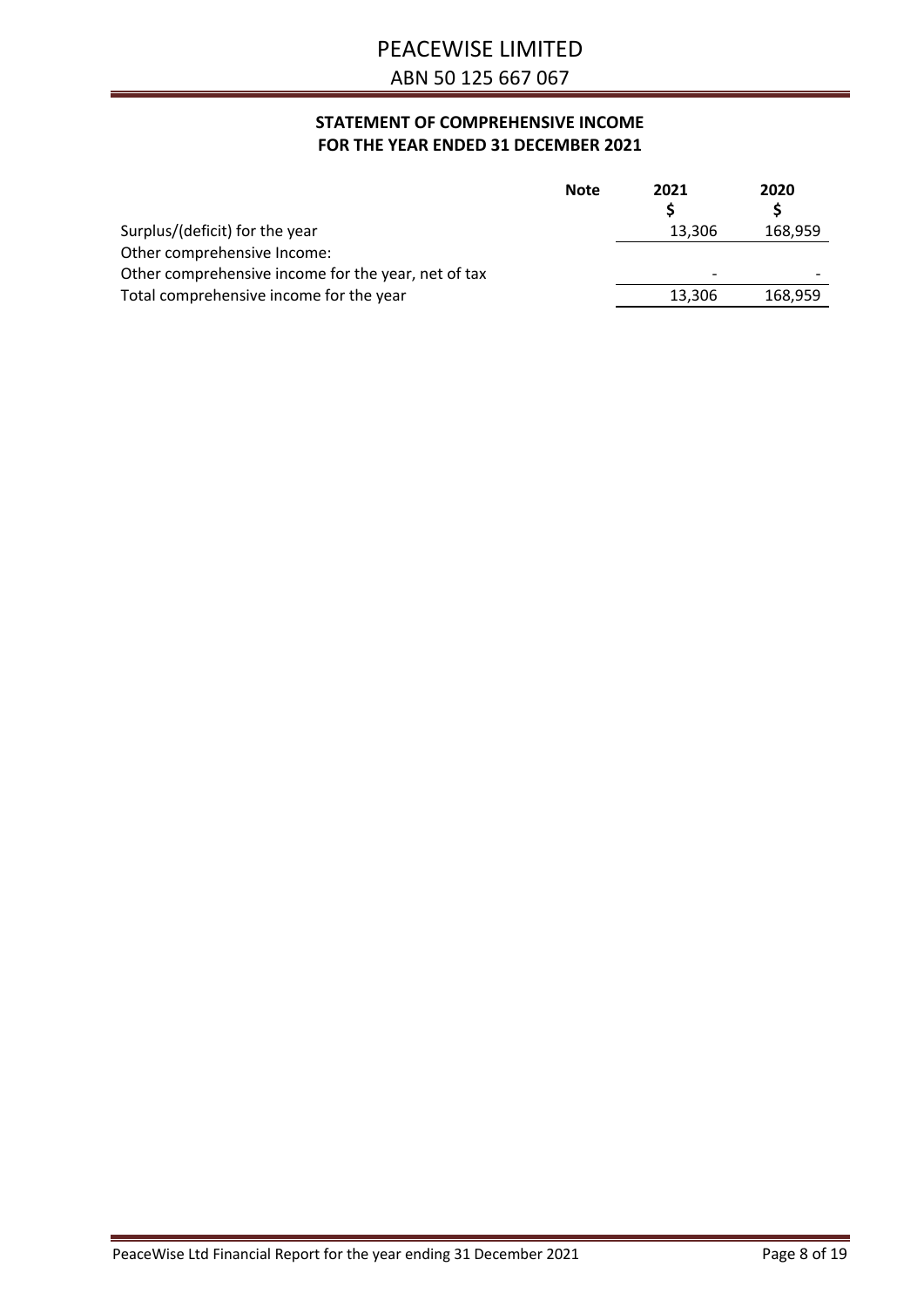# PEACEWISE LIMITED

ABN 50 125 667 067

## STATEMENT OF COMPREHENSIVE INCOME
## FOR THE YEAR ENDED 31 DECEMBER 2021

| | Note | 2021 | 2020 |
|---|---|---|---|
| | | $ | $ |
| Surplus/(deficit) for the year | | 13,306 | 168,959 |
| Other comprehensive Income: | | | |
| Other comprehensive income for the year, net of tax | | - | - |
| Total comprehensive income for the year | | 13,306 | 168,959 |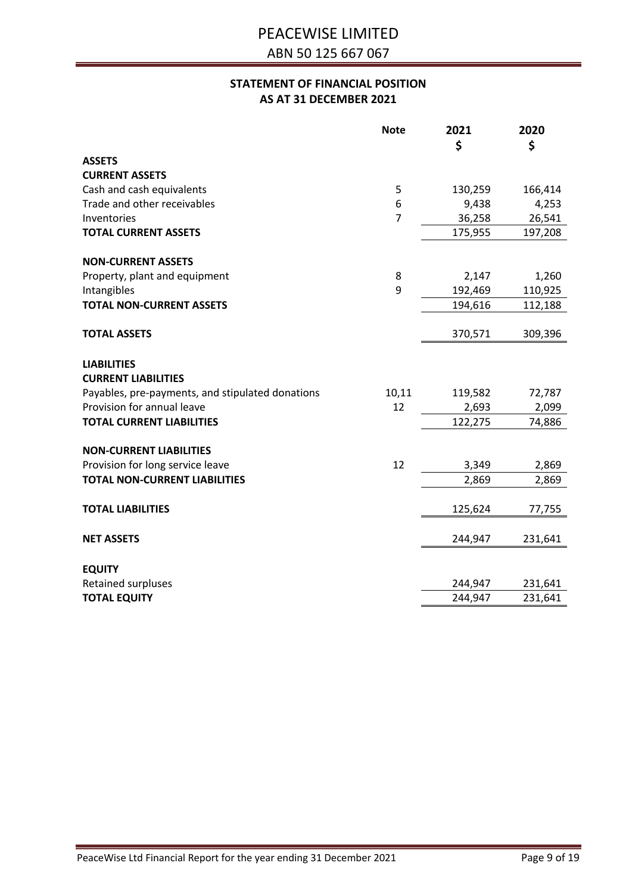# PEACEWISE LIMITED

ABN 50 125 667 067

## STATEMENT OF FINANCIAL POSITION AS AT 31 DECEMBER 2021

| | Note | 2021 \$ | 2020 \$ |
|---|---|---|---|
| **ASSETS** | | | |
| **CURRENT ASSETS** | | | |
| Cash and cash equivalents | 5 | 130,259 | 166,414 |
| Trade and other receivables | 6 | 9,438 | 4,253 |
| Inventories | 7 | 36,258 | 26,541 |
| **TOTAL CURRENT ASSETS** | | 175,955 | 197,208 |
| | | | |
| **NON-CURRENT ASSETS** | | | |
| Property, plant and equipment | 8 | 2,147 | 1,260 |
| Intangibles | 9 | 192,469 | 110,925 |
| **TOTAL NON-CURRENT ASSETS** | | 194,616 | 112,188 |
| | | | |
| **TOTAL ASSETS** | | 370,571 | 309,396 |
| | | | |
| **LIABILITIES** | | | |
| **CURRENT LIABILITIES** | | | |
| Payables, pre-payments, and stipulated donations | 10,11 | 119,582 | 72,787 |
| Provision for annual leave | 12 | 2,693 | 2,099 |
| **TOTAL CURRENT LIABILITIES** | | 122,275 | 74,886 |
| | | | |
| **NON-CURRENT LIABILITIES** | | | |
| Provision for long service leave | 12 | 3,349 | 2,869 |
| **TOTAL NON-CURRENT LIABILITIES** | | 2,869 | 2,869 |
| | | | |
| **TOTAL LIABILITIES** | | 125,624 | 77,755 |
| | | | |
| **NET ASSETS** | | 244,947 | 231,641 |
| | | | |
| **EQUITY** | | | |
| Retained surpluses | | 244,947 | 231,641 |
| **TOTAL EQUITY** | | 244,947 | 231,641 |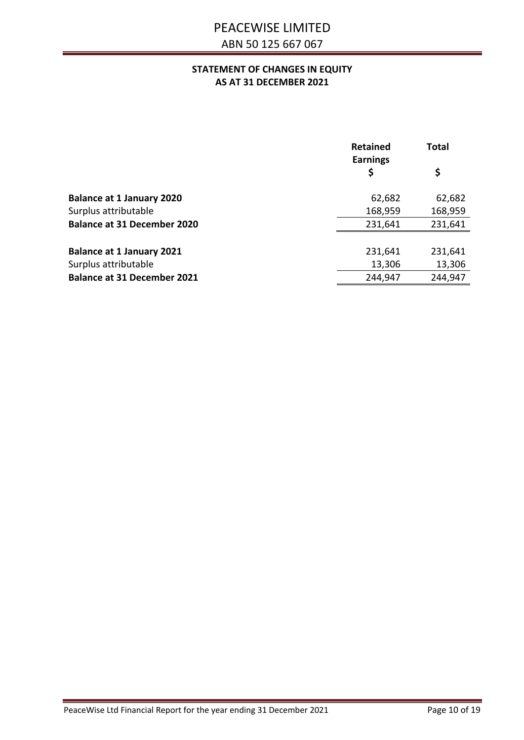# PEACEWISE LIMITED

ABN 50 125 667 067

## STATEMENT OF CHANGES IN EQUITY AS AT 31 DECEMBER 2021

| | Retained Earnings | Total |
|---|---|---|
| | $ | $ |
| **Balance at 1 January 2020** | 62,682 | 62,682 |
| Surplus attributable | 168,959 | 168,959 |
| **Balance at 31 December 2020** | 231,641 | 231,641 |
| | | |
| **Balance at 1 January 2021** | 231,641 | 231,641 |
| Surplus attributable | 13,306 | 13,306 |
| **Balance at 31 December 2021** | 244,947 | 244,947 |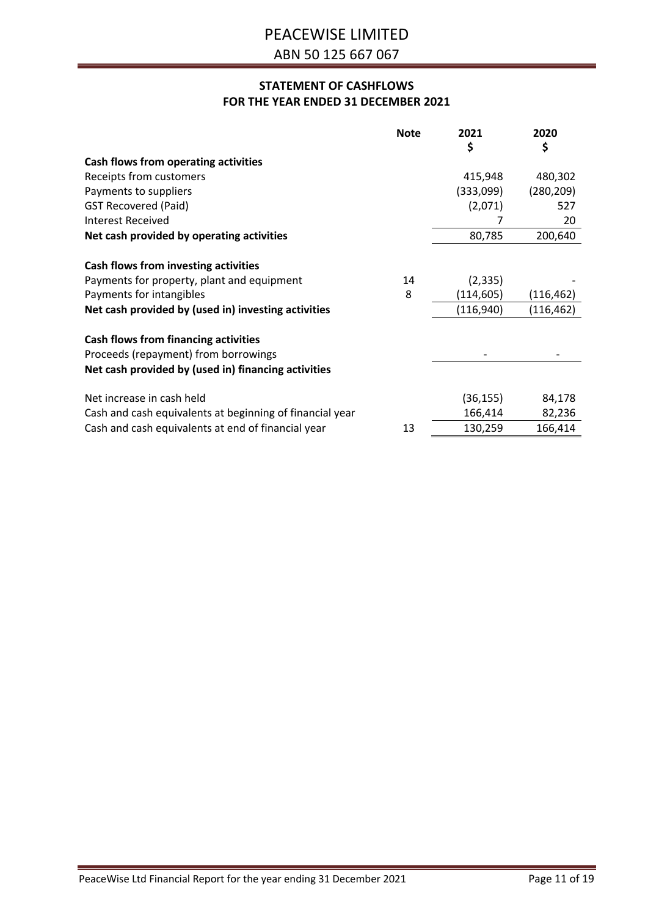# PEACEWISE LIMITED

ABN 50 125 667 067

## STATEMENT OF CASHFLOWS
## FOR THE YEAR ENDED 31 DECEMBER 2021

| | Note | 2021 $ | 2020 $ |
|---|---|---|---|
| **Cash flows from operating activities** | | | |
| Receipts from customers | | 415,948 | 480,302 |
| Payments to suppliers | | (333,099) | (280,209) |
| GST Recovered (Paid) | | (2,071) | 527 |
| Interest Received | | 7 | 20 |
| **Net cash provided by operating activities** | | 80,785 | 200,640 |
| | | | |
| **Cash flows from investing activities** | | | |
| Payments for property, plant and equipment | 14 | (2,335) | - |
| Payments for intangibles | 8 | (114,605) | (116,462) |
| **Net cash provided by (used in) investing activities** | | (116,940) | (116,462) |
| | | | |
| **Cash flows from financing activities** | | | |
| Proceeds (repayment) from borrowings | | - | - |
| **Net cash provided by (used in) financing activities** | | | |
| | | | |
| Net increase in cash held | | (36,155) | 84,178 |
| Cash and cash equivalents at beginning of financial year | | 166,414 | 82,236 |
| Cash and cash equivalents at end of financial year | 13 | 130,259 | 166,414 |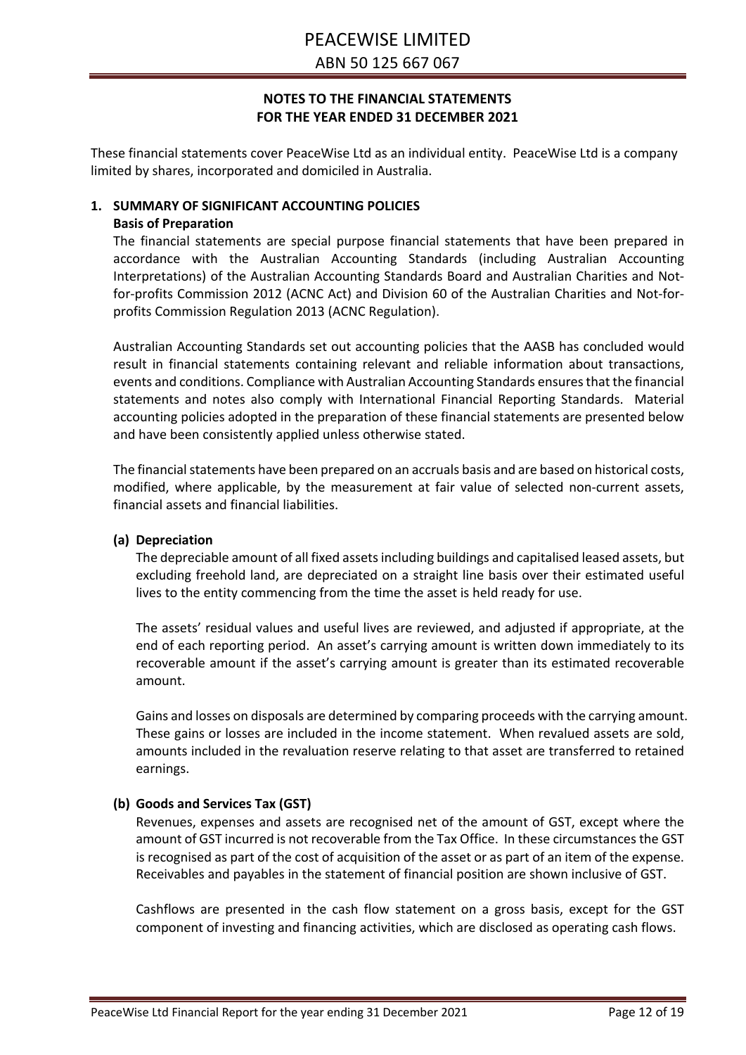# PEACEWISE LIMITED

ABN 50 125 667 067

## NOTES TO THE FINANCIAL STATEMENTS FOR THE YEAR ENDED 31 DECEMBER 2021

These financial statements cover PeaceWise Ltd as an individual entity. PeaceWise Ltd is a company limited by shares, incorporated and domiciled in Australia.

### 1. SUMMARY OF SIGNIFICANT ACCOUNTING POLICIES

**Basis of Preparation**

The financial statements are special purpose financial statements that have been prepared in accordance with the Australian Accounting Standards (including Australian Accounting Interpretations) of the Australian Accounting Standards Board and Australian Charities and Not-for-profits Commission 2012 (ACNC Act) and Division 60 of the Australian Charities and Not-for-profits Commission Regulation 2013 (ACNC Regulation).

Australian Accounting Standards set out accounting policies that the AASB has concluded would result in financial statements containing relevant and reliable information about transactions, events and conditions. Compliance with Australian Accounting Standards ensures that the financial statements and notes also comply with International Financial Reporting Standards. Material accounting policies adopted in the preparation of these financial statements are presented below and have been consistently applied unless otherwise stated.

The financial statements have been prepared on an accruals basis and are based on historical costs, modified, where applicable, by the measurement at fair value of selected non-current assets, financial assets and financial liabilities.

#### (a) Depreciation

The depreciable amount of all fixed assets including buildings and capitalised leased assets, but excluding freehold land, are depreciated on a straight line basis over their estimated useful lives to the entity commencing from the time the asset is held ready for use.

The assets' residual values and useful lives are reviewed, and adjusted if appropriate, at the end of each reporting period. An asset's carrying amount is written down immediately to its recoverable amount if the asset's carrying amount is greater than its estimated recoverable amount.

Gains and losses on disposals are determined by comparing proceeds with the carrying amount. These gains or losses are included in the income statement. When revalued assets are sold, amounts included in the revaluation reserve relating to that asset are transferred to retained earnings.

#### (b) Goods and Services Tax (GST)

Revenues, expenses and assets are recognised net of the amount of GST, except where the amount of GST incurred is not recoverable from the Tax Office. In these circumstances the GST is recognised as part of the cost of acquisition of the asset or as part of an item of the expense. Receivables and payables in the statement of financial position are shown inclusive of GST.

Cashflows are presented in the cash flow statement on a gross basis, except for the GST component of investing and financing activities, which are disclosed as operating cash flows.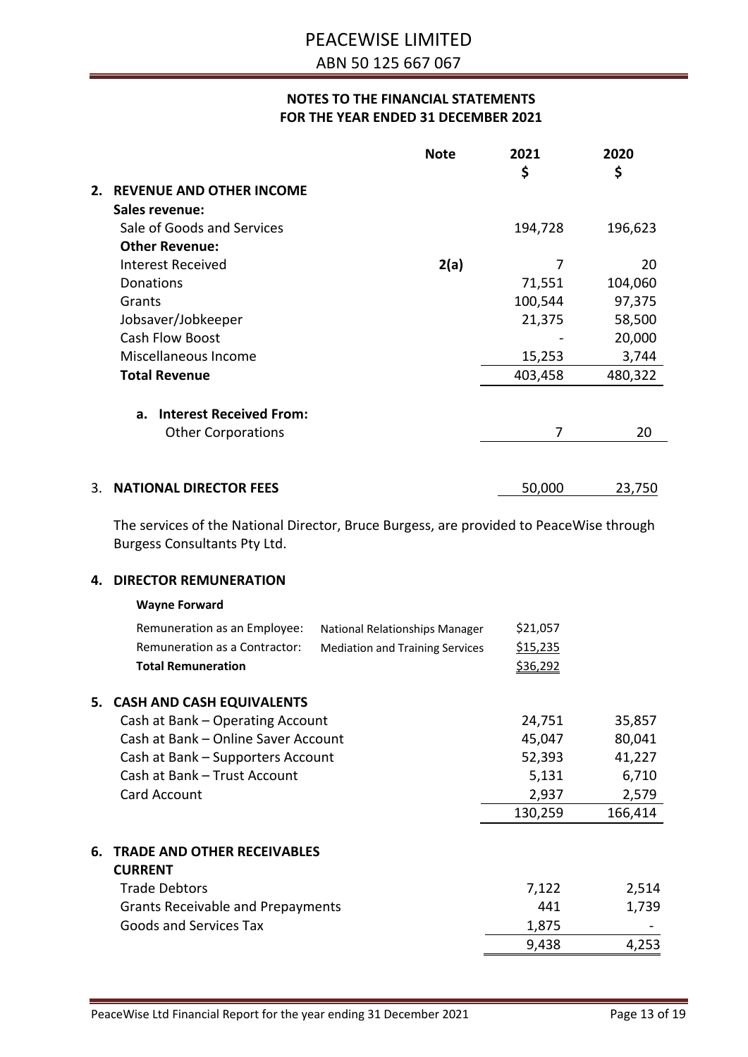# PEACEWISE LIMITED

ABN 50 125 667 067

## NOTES TO THE FINANCIAL STATEMENTS FOR THE YEAR ENDED 31 DECEMBER 2021

| | Note | 2021 $ | 2020 $ |
|---|---|---|---|
| **2. REVENUE AND OTHER INCOME** | | | |
| **Sales revenue:** | | | |
| Sale of Goods and Services | | 194,728 | 196,623 |
| **Other Revenue:** | | | |
| Interest Received | **2(a)** | 7 | 20 |
| Donations | | 71,551 | 104,060 |
| Grants | | 100,544 | 97,375 |
| Jobsaver/Jobkeeper | | 21,375 | 58,500 |
| Cash Flow Boost | | - | 20,000 |
| Miscellaneous Income | | 15,253 | 3,744 |
| **Total Revenue** | | 403,458 | 480,322 |
| **a. Interest Received From:** | | | |
| Other Corporations | | 7 | 20 |

| | 2021 $ | 2020 $ |
|---|---|---|
| **3. NATIONAL DIRECTOR FEES** | 50,000 | 23,750 |

The services of the National Director, Bruce Burgess, are provided to PeaceWise through Burgess Consultants Pty Ltd.

**4. DIRECTOR REMUNERATION**

**Wayne Forward**

| | | |
|---|---|---|
| Remuneration as an Employee: | National Relationships Manager | $21,057 |
| Remuneration as a Contractor: | Mediation and Training Services | $15,235 |
| **Total Remuneration** | | $36,292 |

| | 2021 $ | 2020 $ |
|---|---|---|
| **5. CASH AND CASH EQUIVALENTS** | | |
| Cash at Bank – Operating Account | 24,751 | 35,857 |
| Cash at Bank – Online Saver Account | 45,047 | 80,041 |
| Cash at Bank – Supporters Account | 52,393 | 41,227 |
| Cash at Bank – Trust Account | 5,131 | 6,710 |
| Card Account | 2,937 | 2,579 |
| | 130,259 | 166,414 |

| | 2021 $ | 2020 $ |
|---|---|---|
| **6. TRADE AND OTHER RECEIVABLES** | | |
| **CURRENT** | | |
| Trade Debtors | 7,122 | 2,514 |
| Grants Receivable and Prepayments | 441 | 1,739 |
| Goods and Services Tax | 1,875 | - |
| | 9,438 | 4,253 |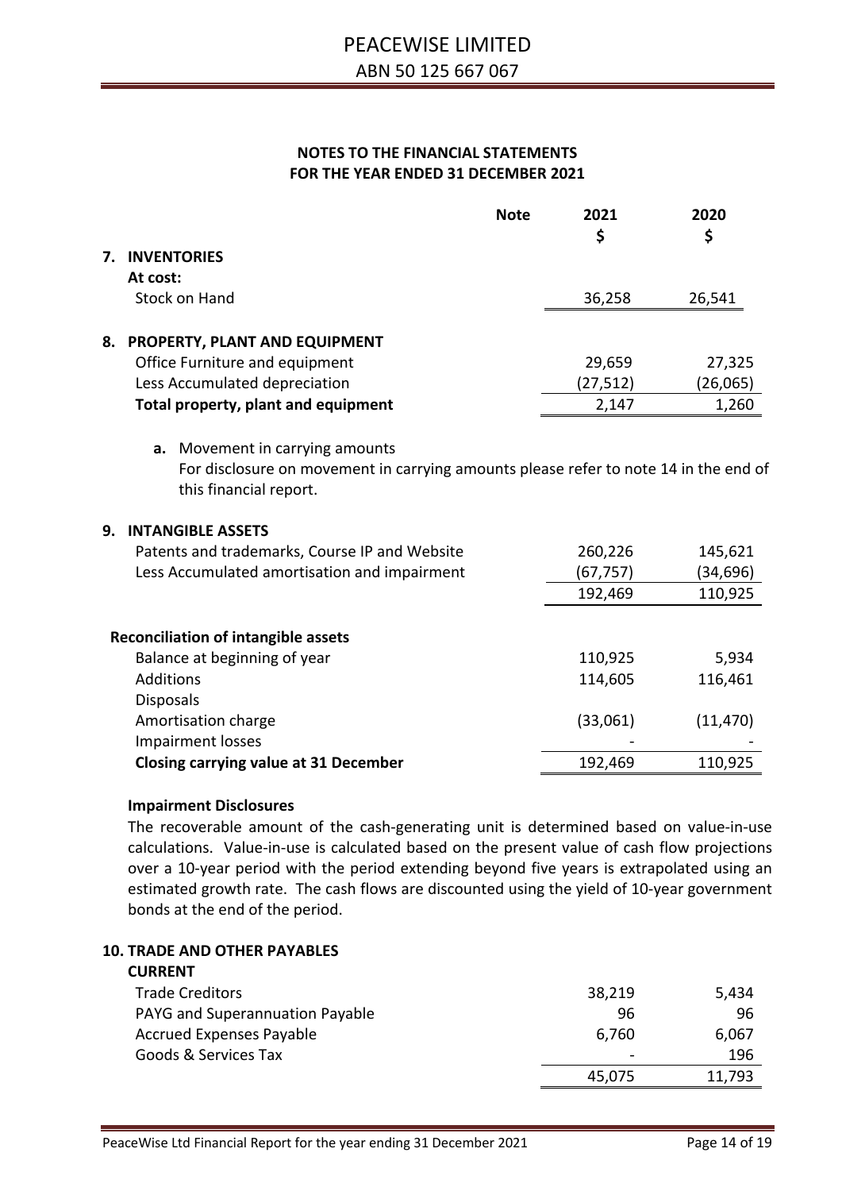## NOTES TO THE FINANCIAL STATEMENTS
## FOR THE YEAR ENDED 31 DECEMBER 2021

| | Note | 2021 $ | 2020 $ |
|---|---|---|---|
| **7. INVENTORIES** | | | |
| **At cost:** | | | |
| Stock on Hand | | 36,258 | 26,541 |
| | | | |
| **8. PROPERTY, PLANT AND EQUIPMENT** | | | |
| Office Furniture and equipment | | 29,659 | 27,325 |
| Less Accumulated depreciation | | (27,512) | (26,065) |
| **Total property, plant and equipment** | | 2,147 | 1,260 |

**a.** Movement in carrying amounts
For disclosure on movement in carrying amounts please refer to note 14 in the end of this financial report.

| | 2021 | 2020 |
|---|---|---|
| **9. INTANGIBLE ASSETS** | | |
| Patents and trademarks, Course IP and Website | 260,226 | 145,621 |
| Less Accumulated amortisation and impairment | (67,757) | (34,696) |
| | 192,469 | 110,925 |
| | | |
| **Reconciliation of intangible assets** | | |
| Balance at beginning of year | 110,925 | 5,934 |
| Additions | 114,605 | 116,461 |
| Disposals | | |
| Amortisation charge | (33,061) | (11,470) |
| Impairment losses | - | - |
| **Closing carrying value at 31 December** | 192,469 | 110,925 |

**Impairment Disclosures**

The recoverable amount of the cash-generating unit is determined based on value-in-use calculations. Value-in-use is calculated based on the present value of cash flow projections over a 10-year period with the period extending beyond five years is extrapolated using an estimated growth rate. The cash flows are discounted using the yield of 10-year government bonds at the end of the period.

| | 2021 | 2020 |
|---|---|---|
| **10. TRADE AND OTHER PAYABLES** | | |
| **CURRENT** | | |
| Trade Creditors | 38,219 | 5,434 |
| PAYG and Superannuation Payable | 96 | 96 |
| Accrued Expenses Payable | 6,760 | 6,067 |
| Goods & Services Tax | - | 196 |
| | 45,075 | 11,793 |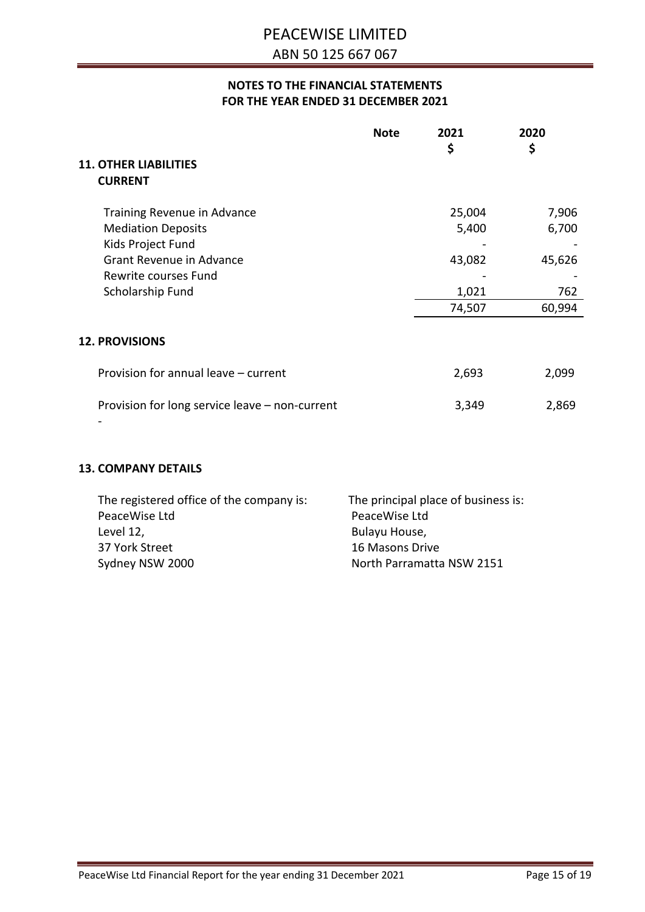## NOTES TO THE FINANCIAL STATEMENTS
## FOR THE YEAR ENDED 31 DECEMBER 2021

| | Note | 2021<br>$ | 2020<br>$ |
|---|---|---|---|
| **11. OTHER LIABILITIES** | | | |
| **CURRENT** | | | |
| Training Revenue in Advance | | 25,004 | 7,906 |
| Mediation Deposits | | 5,400 | 6,700 |
| Kids Project Fund | | - | - |
| Grant Revenue in Advance | | 43,082 | 45,626 |
| Rewrite courses Fund | | - | - |
| Scholarship Fund | | 1,021 | 762 |
| | | 74,507 | 60,994 |
| **12. PROVISIONS** | | | |
| Provision for annual leave – current | | 2,693 | 2,099 |
| Provision for long service leave – non-current | | 3,349 | 2,869 |
| - | | | |

### 13. COMPANY DETAILS

The registered office of the company is:
PeaceWise Ltd
Level 12,
37 York Street
Sydney NSW 2000

The principal place of business is:
PeaceWise Ltd
Bulayu House,
16 Masons Drive
North Parramatta NSW 2151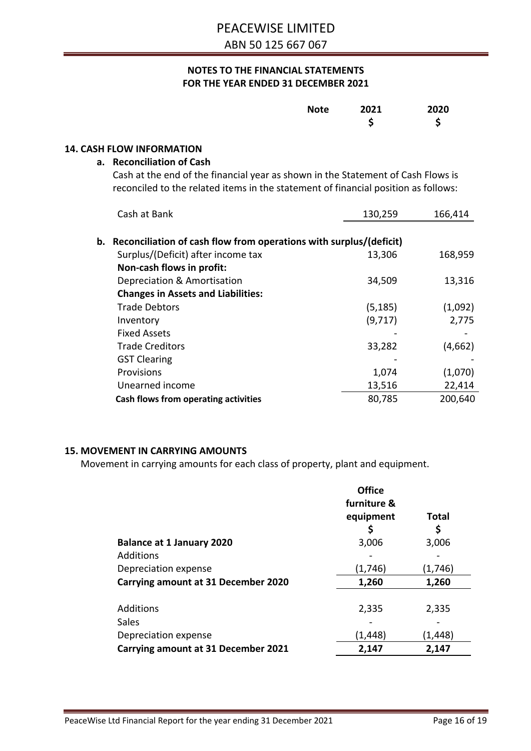# PEACEWISE LIMITED

ABN 50 125 667 067

## NOTES TO THE FINANCIAL STATEMENTS FOR THE YEAR ENDED 31 DECEMBER 2021

|  | Note | 2021 $ | 2020 $ |
|---|---|---|---|

### 14. CASH FLOW INFORMATION

**a. Reconciliation of Cash**

Cash at the end of the financial year as shown in the Statement of Cash Flows is reconciled to the related items in the statement of financial position as follows:

|  | 2021 $ | 2020 $ |
|---|---|---|
| Cash at Bank | 130,259 | 166,414 |

**b. Reconciliation of cash flow from operations with surplus/(deficit)**

|  | 2021 $ | 2020 $ |
|---|---|---|
| Surplus/(Deficit) after income tax | 13,306 | 168,959 |
| **Non-cash flows in profit:** | | |
| Depreciation & Amortisation | 34,509 | 13,316 |
| **Changes in Assets and Liabilities:** | | |
| Trade Debtors | (5,185) | (1,092) |
| Inventory | (9,717) | 2,775 |
| Fixed Assets | - | - |
| Trade Creditors | 33,282 | (4,662) |
| GST Clearing | - | - |
| Provisions | 1,074 | (1,070) |
| Unearned income | 13,516 | 22,414 |
| **Cash flows from operating activities** | 80,785 | 200,640 |

### 15. MOVEMENT IN CARRYING AMOUNTS

Movement in carrying amounts for each class of property, plant and equipment.

|  | Office furniture & equipment $ | Total $ |
|---|---|---|
| **Balance at 1 January 2020** | 3,006 | 3,006 |
| Additions | - | - |
| Depreciation expense | (1,746) | (1,746) |
| **Carrying amount at 31 December 2020** | **1,260** | **1,260** |
| Additions | 2,335 | 2,335 |
| Sales | - | - |
| Depreciation expense | (1,448) | (1,448) |
| **Carrying amount at 31 December 2021** | **2,147** | **2,147** |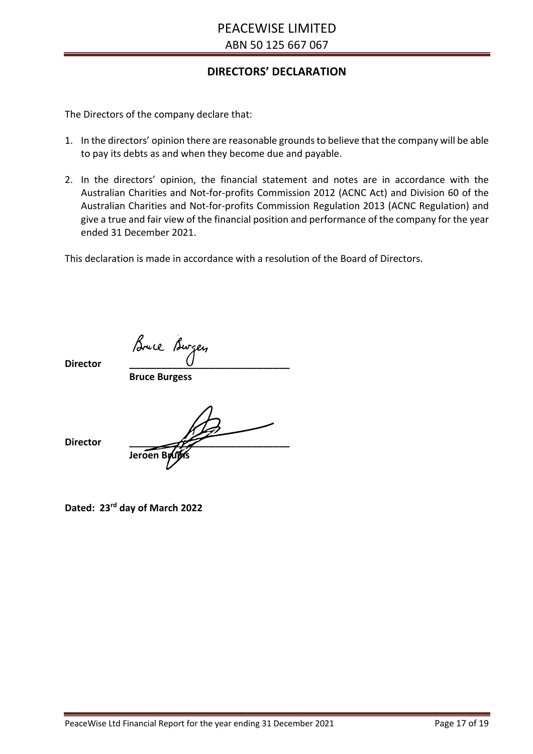# PEACEWISE LIMITED

ABN 50 125 667 067

## DIRECTORS' DECLARATION

The Directors of the company declare that:

1. In the directors' opinion there are reasonable grounds to believe that the company will be able to pay its debts as and when they become due and payable.

2. In the directors' opinion, the financial statement and notes are in accordance with the Australian Charities and Not-for-profits Commission 2012 (ACNC Act) and Division 60 of the Australian Charities and Not-for-profits Commission Regulation 2013 (ACNC Regulation) and give a true and fair view of the financial position and performance of the company for the year ended 31 December 2021.

This declaration is made in accordance with a resolution of the Board of Directors.

**Director** ______________________________

**Bruce Burgess**

**Director** ______________________________

**Jeroen Bruins**

**Dated: 23rd day of March 2022**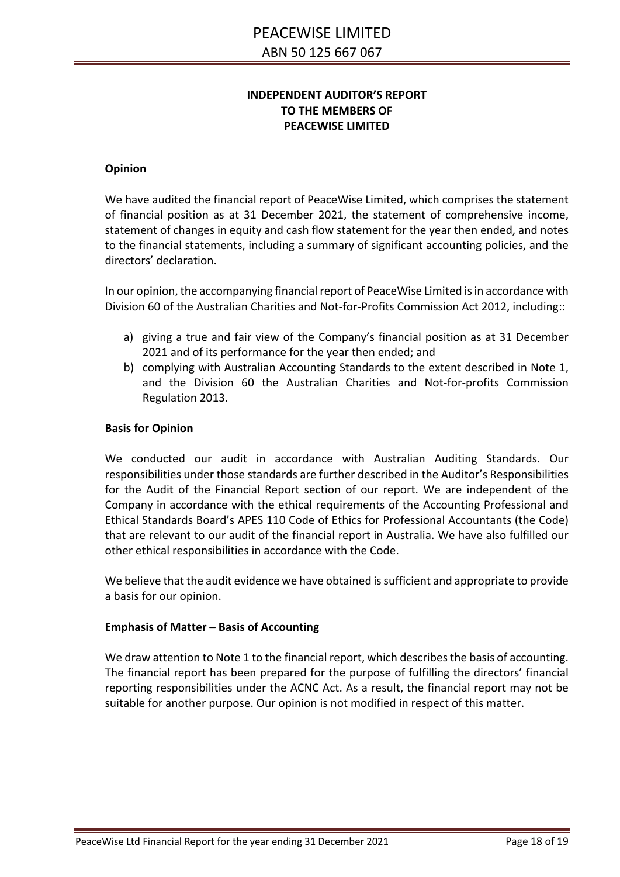# INDEPENDENT AUDITOR'S REPORT TO THE MEMBERS OF PEACEWISE LIMITED

## Opinion

We have audited the financial report of PeaceWise Limited, which comprises the statement of financial position as at 31 December 2021, the statement of comprehensive income, statement of changes in equity and cash flow statement for the year then ended, and notes to the financial statements, including a summary of significant accounting policies, and the directors' declaration.

In our opinion, the accompanying financial report of PeaceWise Limited is in accordance with Division 60 of the Australian Charities and Not-for-Profits Commission Act 2012, including::

a) giving a true and fair view of the Company's financial position as at 31 December 2021 and of its performance for the year then ended; and
b) complying with Australian Accounting Standards to the extent described in Note 1, and the Division 60 the Australian Charities and Not-for-profits Commission Regulation 2013.

## Basis for Opinion

We conducted our audit in accordance with Australian Auditing Standards. Our responsibilities under those standards are further described in the Auditor's Responsibilities for the Audit of the Financial Report section of our report. We are independent of the Company in accordance with the ethical requirements of the Accounting Professional and Ethical Standards Board's APES 110 Code of Ethics for Professional Accountants (the Code) that are relevant to our audit of the financial report in Australia. We have also fulfilled our other ethical responsibilities in accordance with the Code.

We believe that the audit evidence we have obtained is sufficient and appropriate to provide a basis for our opinion.

## Emphasis of Matter – Basis of Accounting

We draw attention to Note 1 to the financial report, which describes the basis of accounting. The financial report has been prepared for the purpose of fulfilling the directors' financial reporting responsibilities under the ACNC Act. As a result, the financial report may not be suitable for another purpose. Our opinion is not modified in respect of this matter.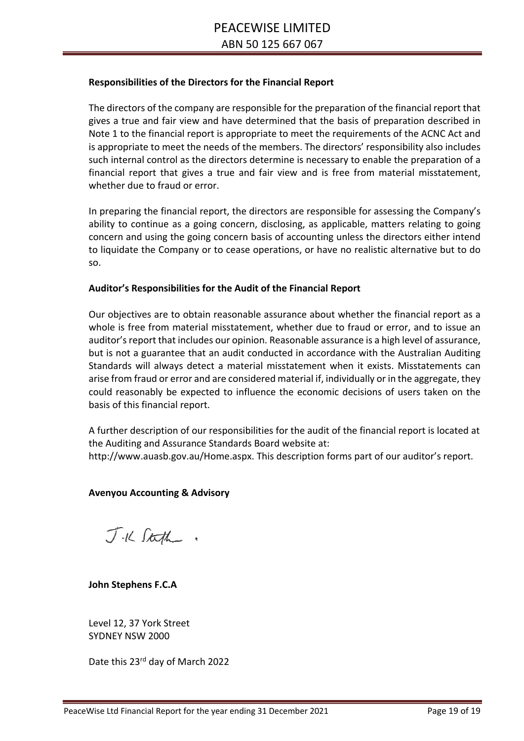**Responsibilities of the Directors for the Financial Report**

The directors of the company are responsible for the preparation of the financial report that gives a true and fair view and have determined that the basis of preparation described in Note 1 to the financial report is appropriate to meet the requirements of the ACNC Act and is appropriate to meet the needs of the members. The directors' responsibility also includes such internal control as the directors determine is necessary to enable the preparation of a financial report that gives a true and fair view and is free from material misstatement, whether due to fraud or error.

In preparing the financial report, the directors are responsible for assessing the Company's ability to continue as a going concern, disclosing, as applicable, matters relating to going concern and using the going concern basis of accounting unless the directors either intend to liquidate the Company or to cease operations, or have no realistic alternative but to do so.

**Auditor's Responsibilities for the Audit of the Financial Report**

Our objectives are to obtain reasonable assurance about whether the financial report as a whole is free from material misstatement, whether due to fraud or error, and to issue an auditor's report that includes our opinion. Reasonable assurance is a high level of assurance, but is not a guarantee that an audit conducted in accordance with the Australian Auditing Standards will always detect a material misstatement when it exists. Misstatements can arise from fraud or error and are considered material if, individually or in the aggregate, they could reasonably be expected to influence the economic decisions of users taken on the basis of this financial report.

A further description of our responsibilities for the audit of the financial report is located at the Auditing and Assurance Standards Board website at:
http://www.auasb.gov.au/Home.aspx. This description forms part of our auditor's report.

**Avenyou Accounting & Advisory**

J.K Stephens

**John Stephens F.C.A**

Level 12, 37 York Street
SYDNEY NSW 2000

Date this 23rd day of March 2022